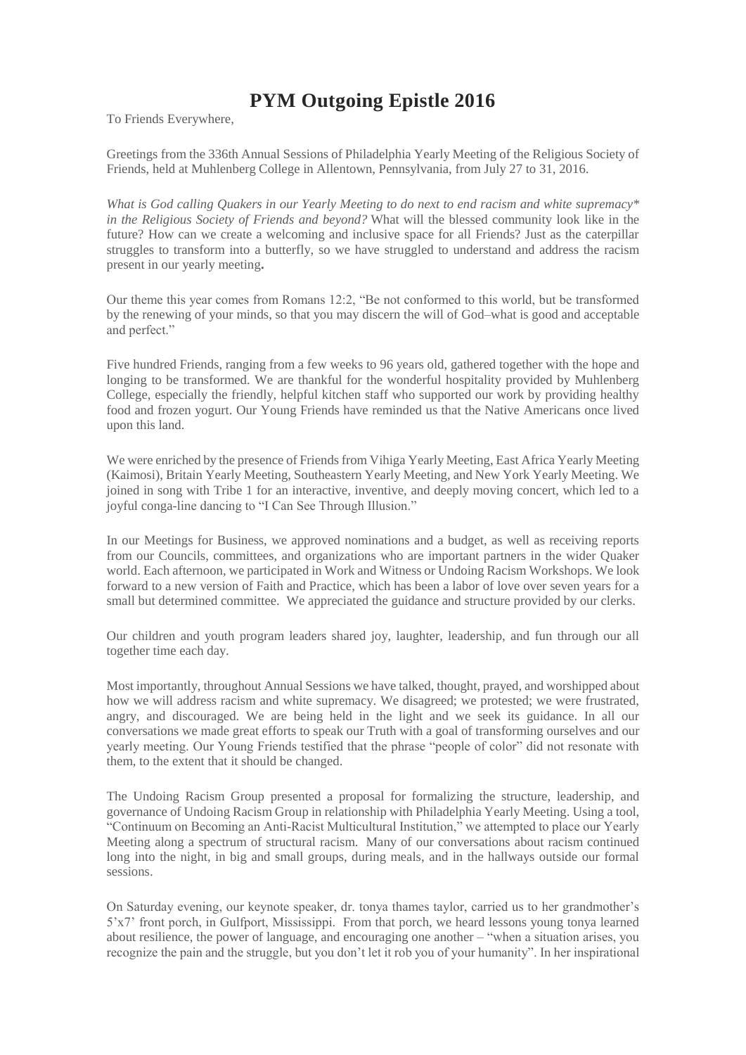# PYM Outgoing Epistle 2016

To Friends Everywhere,

Greetings from the 336th Annual Sessions of Philadelphia Yearly Meeting of the Religious Society of Friends, held at Muhlenberg College in Allentown, Pennsylvania, from July 27 to 31, 2016.

*What is God calling Quakers in our Yearly Meeting to do next to end racism and white supremacy* in the Religious Society of Friends and beyond?* What will the blessed community look like in the future? How can we create a welcoming and inclusive space for all Friends? Just as the caterpillar struggles to transform into a butterfly, so we have struggled to understand and address the racism present in our yearly meeting**.**

Our theme this year comes from Romans 12:2, "Be not conformed to this world, but be transformed by the renewing of your minds, so that you may discern the will of God–what is good and acceptable and perfect."

Five hundred Friends, ranging from a few weeks to 96 years old, gathered together with the hope and longing to be transformed. We are thankful for the wonderful hospitality provided by Muhlenberg College, especially the friendly, helpful kitchen staff who supported our work by providing healthy food and frozen yogurt. Our Young Friends have reminded us that the Native Americans once lived upon this land.

We were enriched by the presence of Friends from Vihiga Yearly Meeting, East Africa Yearly Meeting (Kaimosi), Britain Yearly Meeting, Southeastern Yearly Meeting, and New York Yearly Meeting. We joined in song with Tribe 1 for an interactive, inventive, and deeply moving concert, which led to a joyful conga-line dancing to "I Can See Through Illusion."

In our Meetings for Business, we approved nominations and a budget, as well as receiving reports from our Councils, committees, and organizations who are important partners in the wider Quaker world. Each afternoon, we participated in Work and Witness or Undoing Racism Workshops. We look forward to a new version of Faith and Practice, which has been a labor of love over seven years for a small but determined committee. We appreciated the guidance and structure provided by our clerks.

Our children and youth program leaders shared joy, laughter, leadership, and fun through our all together time each day.

Most importantly, throughout Annual Sessions we have talked, thought, prayed, and worshipped about how we will address racism and white supremacy. We disagreed; we protested; we were frustrated, angry, and discouraged. We are being held in the light and we seek its guidance. In all our conversations we made great efforts to speak our Truth with a goal of transforming ourselves and our yearly meeting. Our Young Friends testified that the phrase "people of color" did not resonate with them, to the extent that it should be changed.

The Undoing Racism Group presented a proposal for formalizing the structure, leadership, and governance of Undoing Racism Group in relationship with Philadelphia Yearly Meeting. Using a tool, "Continuum on Becoming an Anti-Racist Multicultural Institution," we attempted to place our Yearly Meeting along a spectrum of structural racism. Many of our conversations about racism continued long into the night, in big and small groups, during meals, and in the hallways outside our formal sessions.

On Saturday evening, our keynote speaker, dr. tonya thames taylor, carried us to her grandmother's 5'x7' front porch, in Gulfport, Mississippi. From that porch, we heard lessons young tonya learned about resilience, the power of language, and encouraging one another – "when a situation arises, you recognize the pain and the struggle, but you don't let it rob you of your humanity". In her inspirational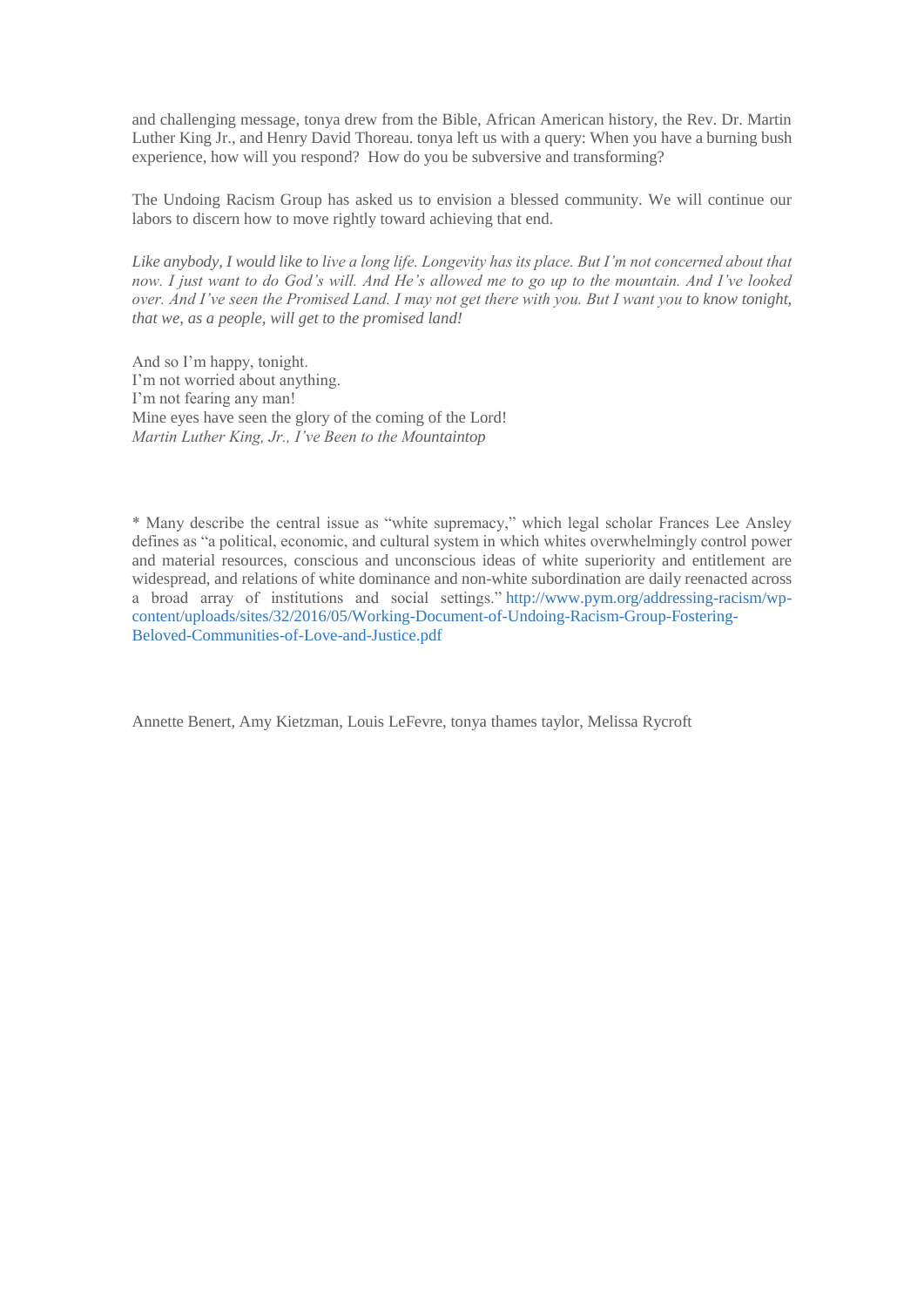and challenging message, tonya drew from the Bible, African American history, the Rev. Dr. Martin Luther King Jr., and Henry David Thoreau. tonya left us with a query: When you have a burning bush experience, how will you respond? How do you be subversive and transforming?

The Undoing Racism Group has asked us to envision a blessed community. We will continue our labors to discern how to move rightly toward achieving that end.

*Like anybody, I would like to live a long life. Longevity has its place. But I'm not concerned about that now. I just want to do God's will. And He's allowed me to go up to the mountain. And I've looked over. And I've seen the Promised Land. I may not get there with you. But I want you to know tonight, that we, as a people, will get to the promised land!*

And so I'm happy, tonight.
I'm not worried about anything.
I'm not fearing any man!
Mine eyes have seen the glory of the coming of the Lord!
*Martin Luther King, Jr., I've Been to the Mountaintop*

* Many describe the central issue as "white supremacy," which legal scholar Frances Lee Ansley defines as "a political, economic, and cultural system in which whites overwhelmingly control power and material resources, conscious and unconscious ideas of white superiority and entitlement are widespread, and relations of white dominance and non-white subordination are daily reenacted across a broad array of institutions and social settings." http://www.pym.org/addressing-racism/wp-content/uploads/sites/32/2016/05/Working-Document-of-Undoing-Racism-Group-Fostering-Beloved-Communities-of-Love-and-Justice.pdf

Annette Benert, Amy Kietzman, Louis LeFevre, tonya thames taylor, Melissa Rycroft